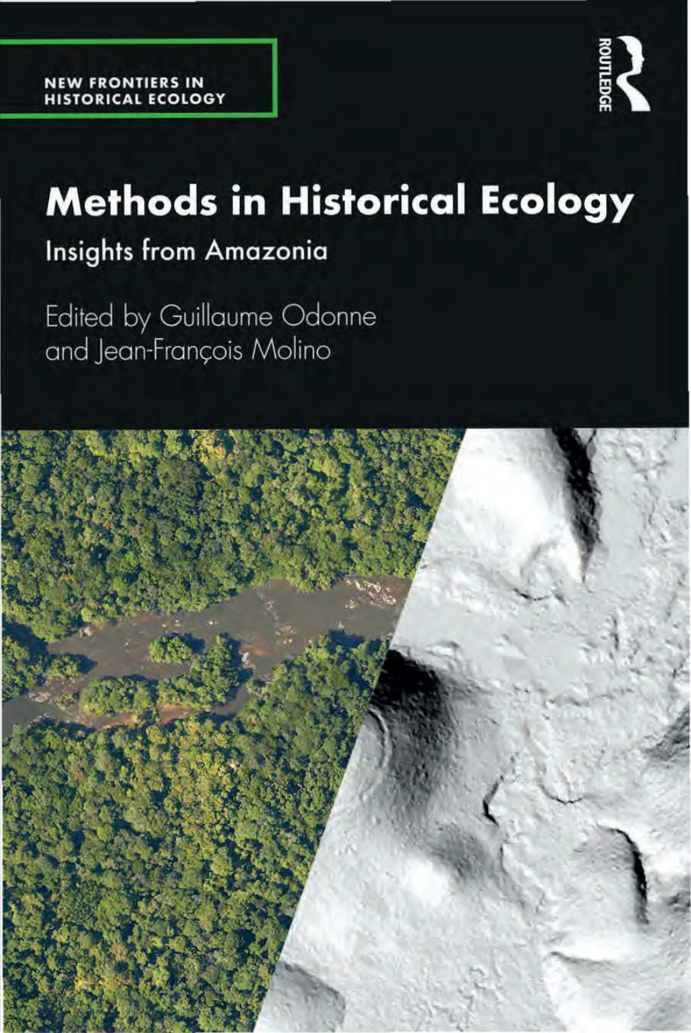NEW FRONTIERS IN HISTORICAL ECOLOGY

ROUTLEDGE

# Methods in Historical Ecology

## Insights from Amazonia

Edited by Guillaume Odonne and Jean-François Molino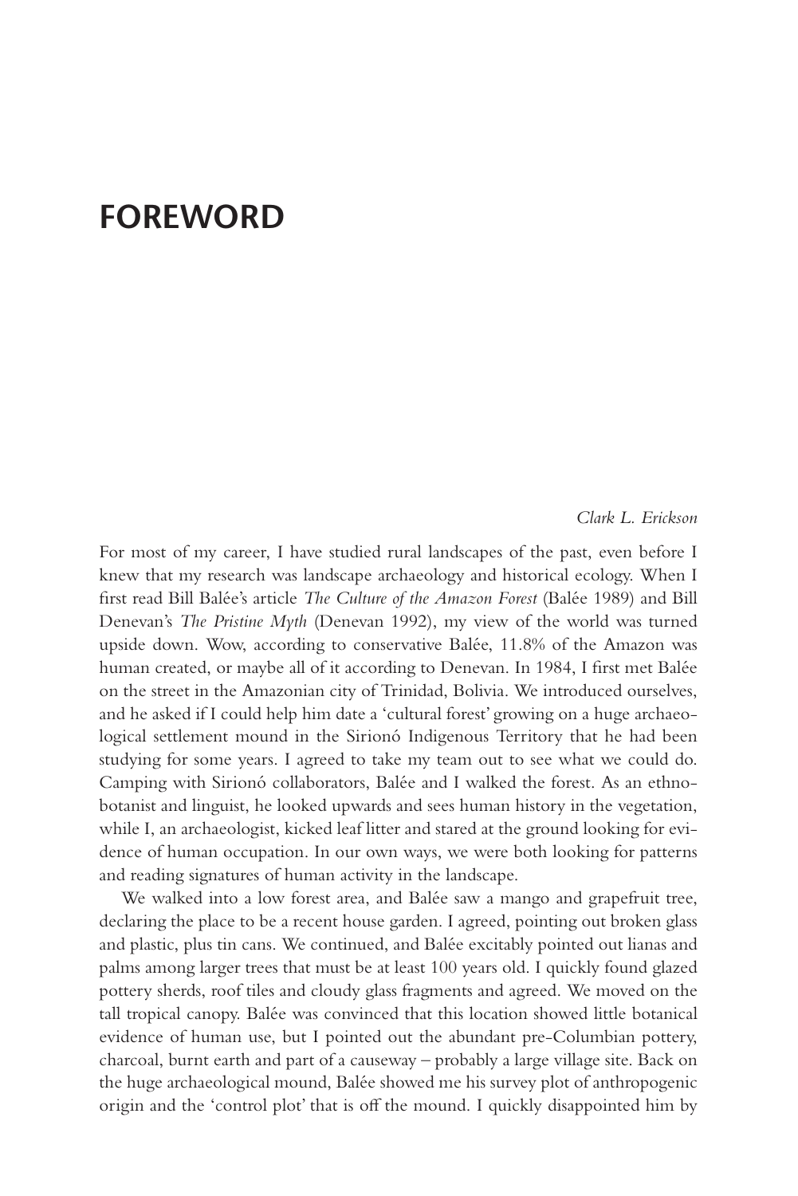# FOREWORD

*Clark L. Erickson*

For most of my career, I have studied rural landscapes of the past, even before I knew that my research was landscape archaeology and historical ecology. When I first read Bill Balée's article *The Culture of the Amazon Forest* (Balée 1989) and Bill Denevan's *The Pristine Myth* (Denevan 1992), my view of the world was turned upside down. Wow, according to conservative Balée, 11.8% of the Amazon was human created, or maybe all of it according to Denevan. In 1984, I first met Balée on the street in the Amazonian city of Trinidad, Bolivia. We introduced ourselves, and he asked if I could help him date a 'cultural forest' growing on a huge archaeological settlement mound in the Sirionó Indigenous Territory that he had been studying for some years. I agreed to take my team out to see what we could do. Camping with Sirionó collaborators, Balée and I walked the forest. As an ethnobotanist and linguist, he looked upwards and sees human history in the vegetation, while I, an archaeologist, kicked leaf litter and stared at the ground looking for evidence of human occupation. In our own ways, we were both looking for patterns and reading signatures of human activity in the landscape.

We walked into a low forest area, and Balée saw a mango and grapefruit tree, declaring the place to be a recent house garden. I agreed, pointing out broken glass and plastic, plus tin cans. We continued, and Balée excitably pointed out lianas and palms among larger trees that must be at least 100 years old. I quickly found glazed pottery sherds, roof tiles and cloudy glass fragments and agreed. We moved on the tall tropical canopy. Balée was convinced that this location showed little botanical evidence of human use, but I pointed out the abundant pre-Columbian pottery, charcoal, burnt earth and part of a causeway – probably a large village site. Back on the huge archaeological mound, Balée showed me his survey plot of anthropogenic origin and the 'control plot' that is off the mound. I quickly disappointed him by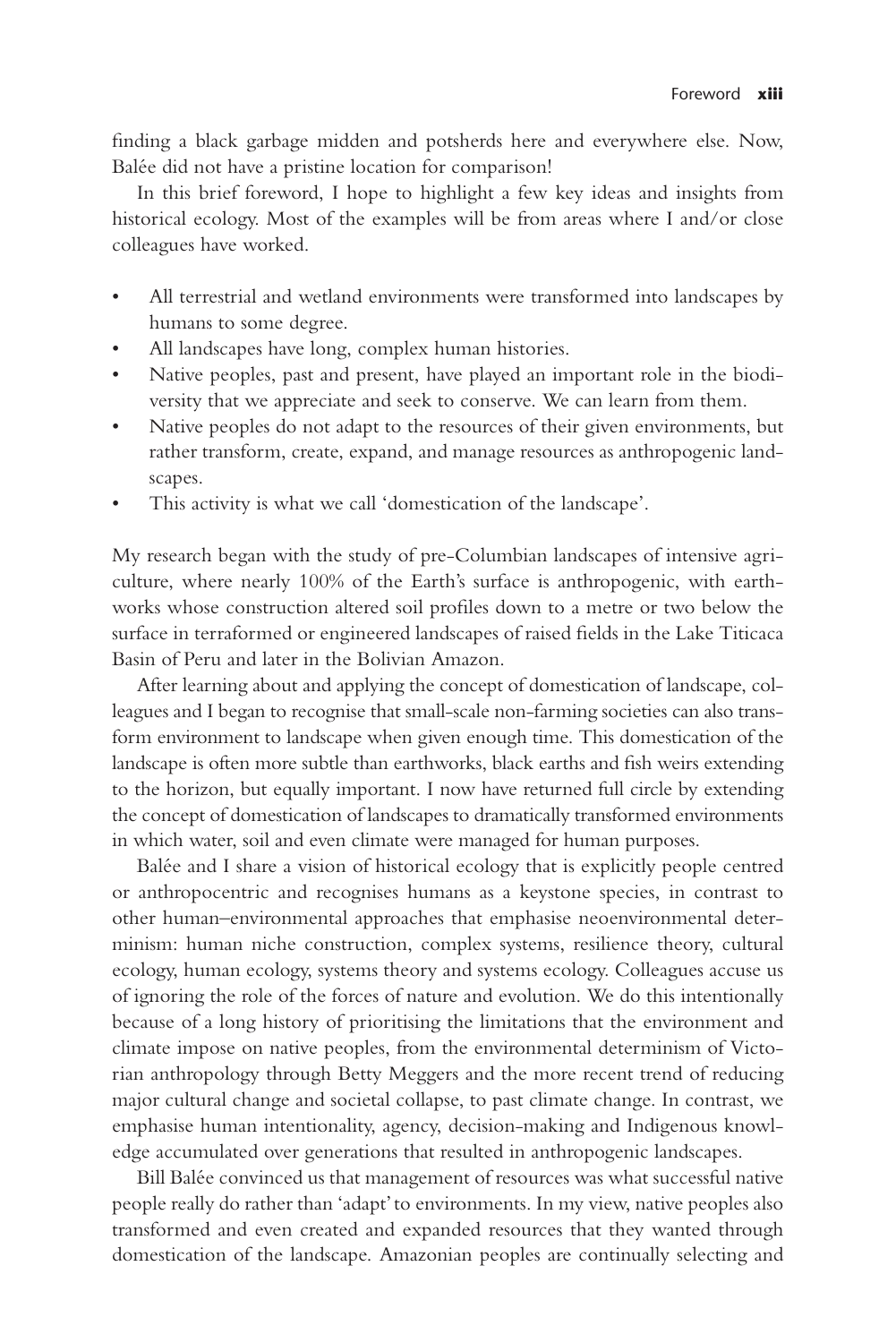finding a black garbage midden and potsherds here and everywhere else. Now, Balée did not have a pristine location for comparison!

In this brief foreword, I hope to highlight a few key ideas and insights from historical ecology. Most of the examples will be from areas where I and/or close colleagues have worked.

- All terrestrial and wetland environments were transformed into landscapes by humans to some degree.
- All landscapes have long, complex human histories.
- Native peoples, past and present, have played an important role in the biodiversity that we appreciate and seek to conserve. We can learn from them.
- Native peoples do not adapt to the resources of their given environments, but rather transform, create, expand, and manage resources as anthropogenic landscapes.
- This activity is what we call 'domestication of the landscape'.

My research began with the study of pre-Columbian landscapes of intensive agriculture, where nearly 100% of the Earth's surface is anthropogenic, with earthworks whose construction altered soil profiles down to a metre or two below the surface in terraformed or engineered landscapes of raised fields in the Lake Titicaca Basin of Peru and later in the Bolivian Amazon.

After learning about and applying the concept of domestication of landscape, colleagues and I began to recognise that small-scale non-farming societies can also transform environment to landscape when given enough time. This domestication of the landscape is often more subtle than earthworks, black earths and fish weirs extending to the horizon, but equally important. I now have returned full circle by extending the concept of domestication of landscapes to dramatically transformed environments in which water, soil and even climate were managed for human purposes.

Balée and I share a vision of historical ecology that is explicitly people centred or anthropocentric and recognises humans as a keystone species, in contrast to other human–environmental approaches that emphasise neoenvironmental determinism: human niche construction, complex systems, resilience theory, cultural ecology, human ecology, systems theory and systems ecology. Colleagues accuse us of ignoring the role of the forces of nature and evolution. We do this intentionally because of a long history of prioritising the limitations that the environment and climate impose on native peoples, from the environmental determinism of Victorian anthropology through Betty Meggers and the more recent trend of reducing major cultural change and societal collapse, to past climate change. In contrast, we emphasise human intentionality, agency, decision-making and Indigenous knowledge accumulated over generations that resulted in anthropogenic landscapes.

Bill Balée convinced us that management of resources was what successful native people really do rather than 'adapt' to environments. In my view, native peoples also transformed and even created and expanded resources that they wanted through domestication of the landscape. Amazonian peoples are continually selecting and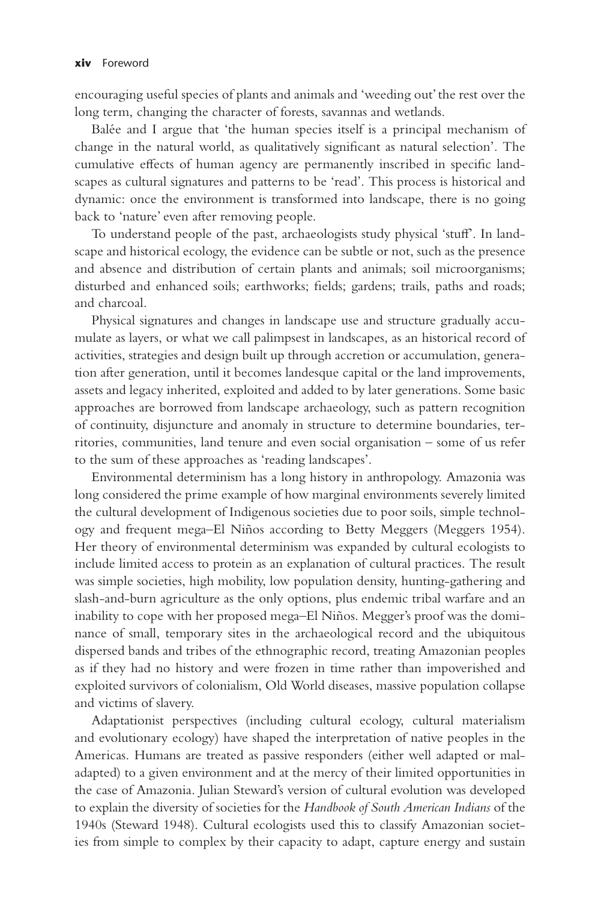encouraging useful species of plants and animals and 'weeding out' the rest over the long term, changing the character of forests, savannas and wetlands.

Balée and I argue that 'the human species itself is a principal mechanism of change in the natural world, as qualitatively significant as natural selection'. The cumulative effects of human agency are permanently inscribed in specific landscapes as cultural signatures and patterns to be 'read'. This process is historical and dynamic: once the environment is transformed into landscape, there is no going back to 'nature' even after removing people.

To understand people of the past, archaeologists study physical 'stuff'. In landscape and historical ecology, the evidence can be subtle or not, such as the presence and absence and distribution of certain plants and animals; soil microorganisms; disturbed and enhanced soils; earthworks; fields; gardens; trails, paths and roads; and charcoal.

Physical signatures and changes in landscape use and structure gradually accumulate as layers, or what we call palimpsest in landscapes, as an historical record of activities, strategies and design built up through accretion or accumulation, generation after generation, until it becomes landesque capital or the land improvements, assets and legacy inherited, exploited and added to by later generations. Some basic approaches are borrowed from landscape archaeology, such as pattern recognition of continuity, disjuncture and anomaly in structure to determine boundaries, territories, communities, land tenure and even social organisation – some of us refer to the sum of these approaches as 'reading landscapes'.

Environmental determinism has a long history in anthropology. Amazonia was long considered the prime example of how marginal environments severely limited the cultural development of Indigenous societies due to poor soils, simple technology and frequent mega–El Niños according to Betty Meggers (Meggers 1954). Her theory of environmental determinism was expanded by cultural ecologists to include limited access to protein as an explanation of cultural practices. The result was simple societies, high mobility, low population density, hunting-gathering and slash-and-burn agriculture as the only options, plus endemic tribal warfare and an inability to cope with her proposed mega–El Niños. Megger's proof was the dominance of small, temporary sites in the archaeological record and the ubiquitous dispersed bands and tribes of the ethnographic record, treating Amazonian peoples as if they had no history and were frozen in time rather than impoverished and exploited survivors of colonialism, Old World diseases, massive population collapse and victims of slavery.

Adaptationist perspectives (including cultural ecology, cultural materialism and evolutionary ecology) have shaped the interpretation of native peoples in the Americas. Humans are treated as passive responders (either well adapted or maladapted) to a given environment and at the mercy of their limited opportunities in the case of Amazonia. Julian Steward's version of cultural evolution was developed to explain the diversity of societies for the *Handbook of South American Indians* of the 1940s (Steward 1948). Cultural ecologists used this to classify Amazonian societies from simple to complex by their capacity to adapt, capture energy and sustain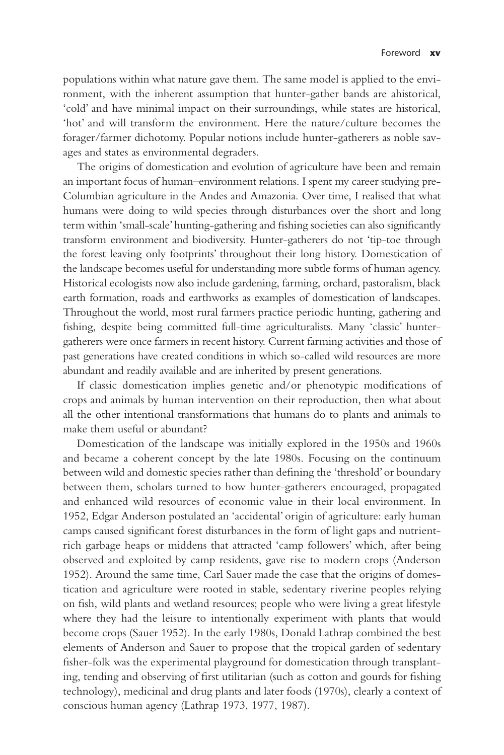populations within what nature gave them. The same model is applied to the environment, with the inherent assumption that hunter-gather bands are ahistorical, 'cold' and have minimal impact on their surroundings, while states are historical, 'hot' and will transform the environment. Here the nature/culture becomes the forager/farmer dichotomy. Popular notions include hunter-gatherers as noble savages and states as environmental degraders.

The origins of domestication and evolution of agriculture have been and remain an important focus of human–environment relations. I spent my career studying pre-Columbian agriculture in the Andes and Amazonia. Over time, I realised that what humans were doing to wild species through disturbances over the short and long term within 'small-scale' hunting-gathering and fishing societies can also significantly transform environment and biodiversity. Hunter-gatherers do not 'tip-toe through the forest leaving only footprints' throughout their long history. Domestication of the landscape becomes useful for understanding more subtle forms of human agency. Historical ecologists now also include gardening, farming, orchard, pastoralism, black earth formation, roads and earthworks as examples of domestication of landscapes. Throughout the world, most rural farmers practice periodic hunting, gathering and fishing, despite being committed full-time agriculturalists. Many 'classic' hunter-gatherers were once farmers in recent history. Current farming activities and those of past generations have created conditions in which so-called wild resources are more abundant and readily available and are inherited by present generations.

If classic domestication implies genetic and/or phenotypic modifications of crops and animals by human intervention on their reproduction, then what about all the other intentional transformations that humans do to plants and animals to make them useful or abundant?

Domestication of the landscape was initially explored in the 1950s and 1960s and became a coherent concept by the late 1980s. Focusing on the continuum between wild and domestic species rather than defining the 'threshold' or boundary between them, scholars turned to how hunter-gatherers encouraged, propagated and enhanced wild resources of economic value in their local environment. In 1952, Edgar Anderson postulated an 'accidental' origin of agriculture: early human camps caused significant forest disturbances in the form of light gaps and nutrient-rich garbage heaps or middens that attracted 'camp followers' which, after being observed and exploited by camp residents, gave rise to modern crops (Anderson 1952). Around the same time, Carl Sauer made the case that the origins of domestication and agriculture were rooted in stable, sedentary riverine peoples relying on fish, wild plants and wetland resources; people who were living a great lifestyle where they had the leisure to intentionally experiment with plants that would become crops (Sauer 1952). In the early 1980s, Donald Lathrap combined the best elements of Anderson and Sauer to propose that the tropical garden of sedentary fisher-folk was the experimental playground for domestication through transplanting, tending and observing of first utilitarian (such as cotton and gourds for fishing technology), medicinal and drug plants and later foods (1970s), clearly a context of conscious human agency (Lathrap 1973, 1977, 1987).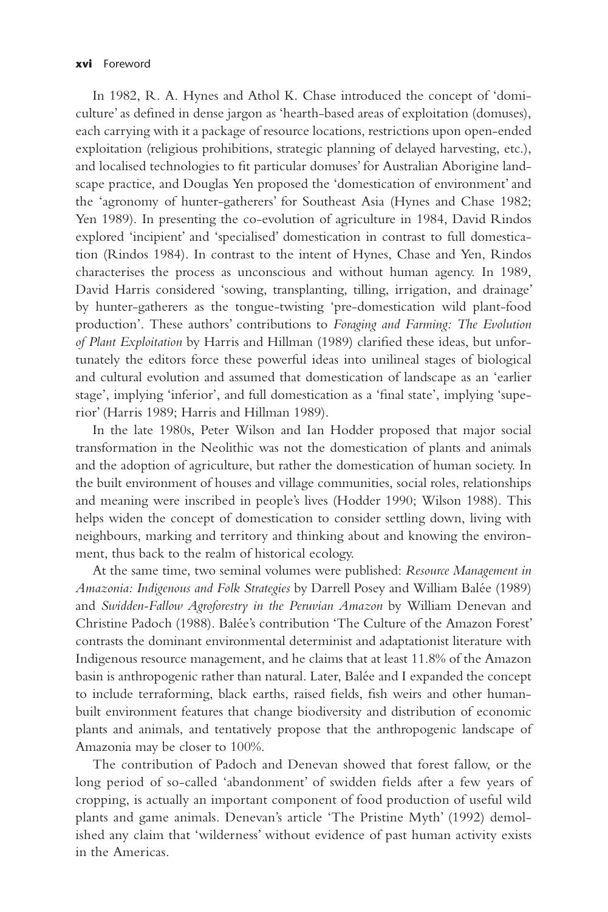In 1982, R. A. Hynes and Athol K. Chase introduced the concept of 'domiculture' as defined in dense jargon as 'hearth-based areas of exploitation (domuses), each carrying with it a package of resource locations, restrictions upon open-ended exploitation (religious prohibitions, strategic planning of delayed harvesting, etc.), and localised technologies to fit particular domuses' for Australian Aborigine landscape practice, and Douglas Yen proposed the 'domestication of environment' and the 'agronomy of hunter-gatherers' for Southeast Asia (Hynes and Chase 1982; Yen 1989). In presenting the co-evolution of agriculture in 1984, David Rindos explored 'incipient' and 'specialised' domestication in contrast to full domestication (Rindos 1984). In contrast to the intent of Hynes, Chase and Yen, Rindos characterises the process as unconscious and without human agency. In 1989, David Harris considered 'sowing, transplanting, tilling, irrigation, and drainage' by hunter-gatherers as the tongue-twisting 'pre-domestication wild plant-food production'. These authors' contributions to *Foraging and Farming: The Evolution of Plant Exploitation* by Harris and Hillman (1989) clarified these ideas, but unfortunately the editors force these powerful ideas into unilineal stages of biological and cultural evolution and assumed that domestication of landscape as an 'earlier stage', implying 'inferior', and full domestication as a 'final state', implying 'superior' (Harris 1989; Harris and Hillman 1989).

In the late 1980s, Peter Wilson and Ian Hodder proposed that major social transformation in the Neolithic was not the domestication of plants and animals and the adoption of agriculture, but rather the domestication of human society. In the built environment of houses and village communities, social roles, relationships and meaning were inscribed in people's lives (Hodder 1990; Wilson 1988). This helps widen the concept of domestication to consider settling down, living with neighbours, marking and territory and thinking about and knowing the environment, thus back to the realm of historical ecology.

At the same time, two seminal volumes were published: *Resource Management in Amazonia: Indigenous and Folk Strategies* by Darrell Posey and William Balée (1989) and *Swidden-Fallow Agroforestry in the Peruvian Amazon* by William Denevan and Christine Padoch (1988). Balée's contribution 'The Culture of the Amazon Forest' contrasts the dominant environmental determinist and adaptationist literature with Indigenous resource management, and he claims that at least 11.8% of the Amazon basin is anthropogenic rather than natural. Later, Balée and I expanded the concept to include terraforming, black earths, raised fields, fish weirs and other human-built environment features that change biodiversity and distribution of economic plants and animals, and tentatively propose that the anthropogenic landscape of Amazonia may be closer to 100%.

The contribution of Padoch and Denevan showed that forest fallow, or the long period of so-called 'abandonment' of swidden fields after a few years of cropping, is actually an important component of food production of useful wild plants and game animals. Denevan's article 'The Pristine Myth' (1992) demolished any claim that 'wilderness' without evidence of past human activity exists in the Americas.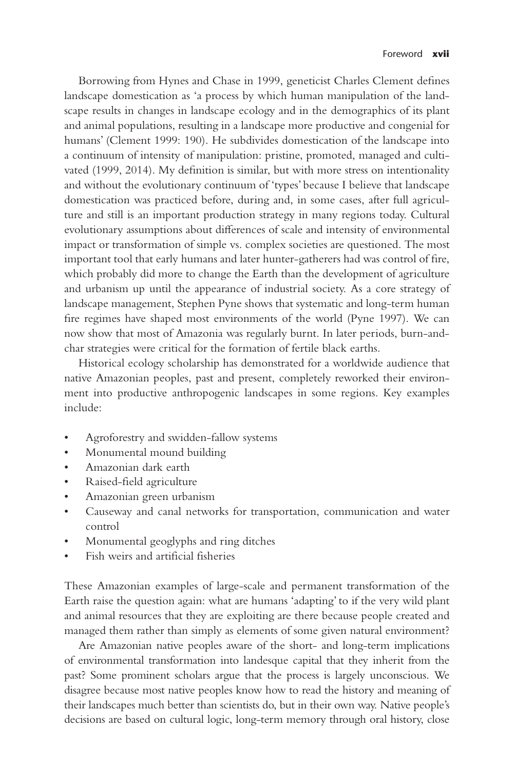Borrowing from Hynes and Chase in 1999, geneticist Charles Clement defines landscape domestication as 'a process by which human manipulation of the landscape results in changes in landscape ecology and in the demographics of its plant and animal populations, resulting in a landscape more productive and congenial for humans' (Clement 1999: 190). He subdivides domestication of the landscape into a continuum of intensity of manipulation: pristine, promoted, managed and cultivated (1999, 2014). My definition is similar, but with more stress on intentionality and without the evolutionary continuum of 'types' because I believe that landscape domestication was practiced before, during and, in some cases, after full agriculture and still is an important production strategy in many regions today. Cultural evolutionary assumptions about differences of scale and intensity of environmental impact or transformation of simple vs. complex societies are questioned. The most important tool that early humans and later hunter-gatherers had was control of fire, which probably did more to change the Earth than the development of agriculture and urbanism up until the appearance of industrial society. As a core strategy of landscape management, Stephen Pyne shows that systematic and long-term human fire regimes have shaped most environments of the world (Pyne 1997). We can now show that most of Amazonia was regularly burnt. In later periods, burn-and-char strategies were critical for the formation of fertile black earths.

Historical ecology scholarship has demonstrated for a worldwide audience that native Amazonian peoples, past and present, completely reworked their environment into productive anthropogenic landscapes in some regions. Key examples include:

- Agroforestry and swidden-fallow systems
- Monumental mound building
- Amazonian dark earth
- Raised-field agriculture
- Amazonian green urbanism
- Causeway and canal networks for transportation, communication and water control
- Monumental geoglyphs and ring ditches
- Fish weirs and artificial fisheries

These Amazonian examples of large-scale and permanent transformation of the Earth raise the question again: what are humans 'adapting' to if the very wild plant and animal resources that they are exploiting are there because people created and managed them rather than simply as elements of some given natural environment?

Are Amazonian native peoples aware of the short- and long-term implications of environmental transformation into landesque capital that they inherit from the past? Some prominent scholars argue that the process is largely unconscious. We disagree because most native peoples know how to read the history and meaning of their landscapes much better than scientists do, but in their own way. Native people's decisions are based on cultural logic, long-term memory through oral history, close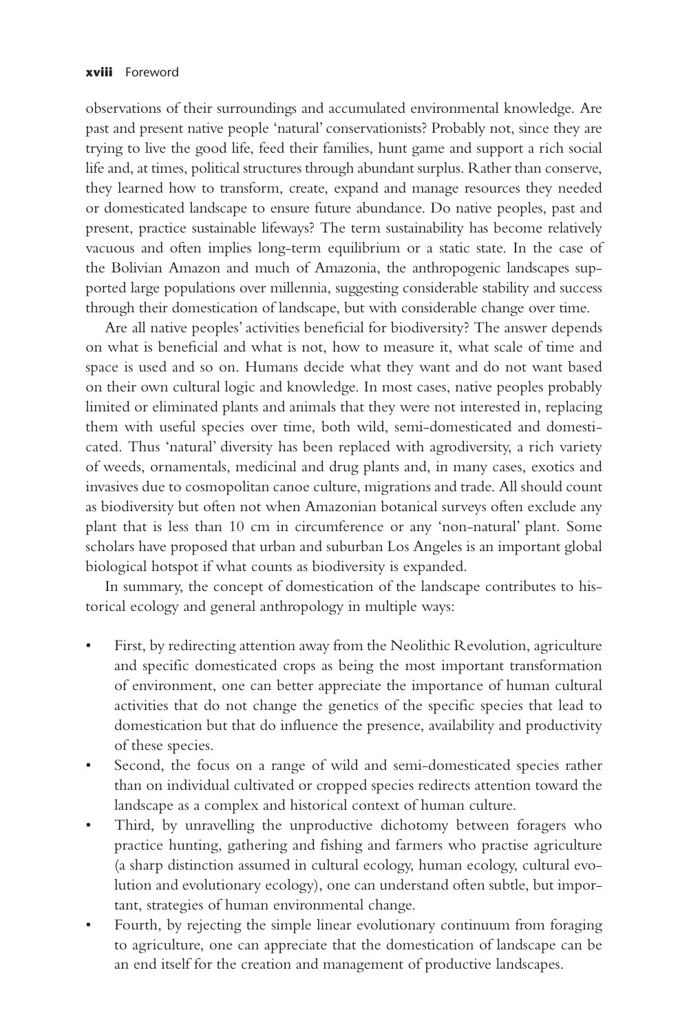observations of their surroundings and accumulated environmental knowledge. Are past and present native people 'natural' conservationists? Probably not, since they are trying to live the good life, feed their families, hunt game and support a rich social life and, at times, political structures through abundant surplus. Rather than conserve, they learned how to transform, create, expand and manage resources they needed or domesticated landscape to ensure future abundance. Do native peoples, past and present, practice sustainable lifeways? The term sustainability has become relatively vacuous and often implies long-term equilibrium or a static state. In the case of the Bolivian Amazon and much of Amazonia, the anthropogenic landscapes supported large populations over millennia, suggesting considerable stability and success through their domestication of landscape, but with considerable change over time.

Are all native peoples' activities beneficial for biodiversity? The answer depends on what is beneficial and what is not, how to measure it, what scale of time and space is used and so on. Humans decide what they want and do not want based on their own cultural logic and knowledge. In most cases, native peoples probably limited or eliminated plants and animals that they were not interested in, replacing them with useful species over time, both wild, semi-domesticated and domesticated. Thus 'natural' diversity has been replaced with agrodiversity, a rich variety of weeds, ornamentals, medicinal and drug plants and, in many cases, exotics and invasives due to cosmopolitan canoe culture, migrations and trade. All should count as biodiversity but often not when Amazonian botanical surveys often exclude any plant that is less than 10 cm in circumference or any 'non-natural' plant. Some scholars have proposed that urban and suburban Los Angeles is an important global biological hotspot if what counts as biodiversity is expanded.

In summary, the concept of domestication of the landscape contributes to historical ecology and general anthropology in multiple ways:

- First, by redirecting attention away from the Neolithic Revolution, agriculture and specific domesticated crops as being the most important transformation of environment, one can better appreciate the importance of human cultural activities that do not change the genetics of the specific species that lead to domestication but that do influence the presence, availability and productivity of these species.
- Second, the focus on a range of wild and semi-domesticated species rather than on individual cultivated or cropped species redirects attention toward the landscape as a complex and historical context of human culture.
- Third, by unravelling the unproductive dichotomy between foragers who practice hunting, gathering and fishing and farmers who practise agriculture (a sharp distinction assumed in cultural ecology, human ecology, cultural evolution and evolutionary ecology), one can understand often subtle, but important, strategies of human environmental change.
- Fourth, by rejecting the simple linear evolutionary continuum from foraging to agriculture, one can appreciate that the domestication of landscape can be an end itself for the creation and management of productive landscapes.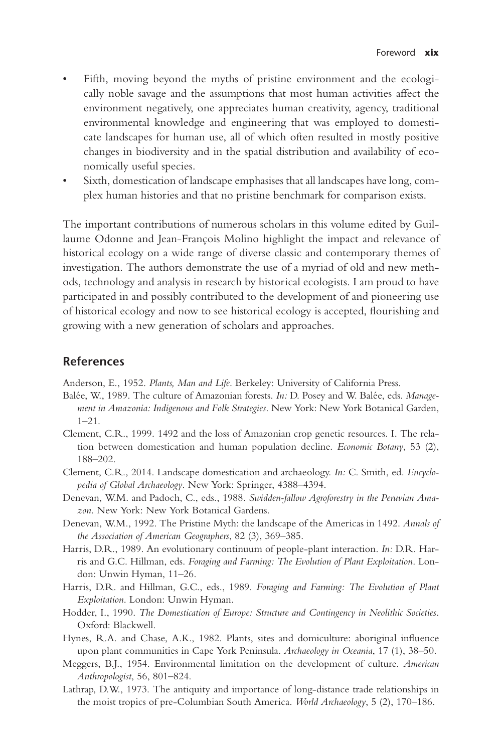- Fifth, moving beyond the myths of pristine environment and the ecologically noble savage and the assumptions that most human activities affect the environment negatively, one appreciates human creativity, agency, traditional environmental knowledge and engineering that was employed to domesticate landscapes for human use, all of which often resulted in mostly positive changes in biodiversity and in the spatial distribution and availability of economically useful species.
- Sixth, domestication of landscape emphasises that all landscapes have long, complex human histories and that no pristine benchmark for comparison exists.

The important contributions of numerous scholars in this volume edited by Guillaume Odonne and Jean-François Molino highlight the impact and relevance of historical ecology on a wide range of diverse classic and contemporary themes of investigation. The authors demonstrate the use of a myriad of old and new methods, technology and analysis in research by historical ecologists. I am proud to have participated in and possibly contributed to the development of and pioneering use of historical ecology and now to see historical ecology is accepted, flourishing and growing with a new generation of scholars and approaches.

## References

Anderson, E., 1952. *Plants, Man and Life*. Berkeley: University of California Press.

Balée, W., 1989. The culture of Amazonian forests. *In:* D. Posey and W. Balée, eds. *Management in Amazonia: Indigenous and Folk Strategies*. New York: New York Botanical Garden, 1–21.

Clement, C.R., 1999. 1492 and the loss of Amazonian crop genetic resources. I. The relation between domestication and human population decline. *Economic Botany*, 53 (2), 188–202.

Clement, C.R., 2014. Landscape domestication and archaeology. *In:* C. Smith, ed. *Encyclopedia of Global Archaeology*. New York: Springer, 4388–4394.

Denevan, W.M. and Padoch, C., eds., 1988. *Swidden-fallow Agroforestry in the Peruvian Amazon*. New York: New York Botanical Gardens.

Denevan, W.M., 1992. The Pristine Myth: the landscape of the Americas in 1492. *Annals of the Association of American Geographers*, 82 (3), 369–385.

Harris, D.R., 1989. An evolutionary continuum of people-plant interaction. *In:* D.R. Harris and G.C. Hillman, eds. *Foraging and Farming: The Evolution of Plant Exploitation*. London: Unwin Hyman, 11–26.

Harris, D.R. and Hillman, G.C., eds., 1989. *Foraging and Farming: The Evolution of Plant Exploitation*. London: Unwin Hyman.

Hodder, I., 1990. *The Domestication of Europe: Structure and Contingency in Neolithic Societies*. Oxford: Blackwell.

Hynes, R.A. and Chase, A.K., 1982. Plants, sites and domiculture: aboriginal influence upon plant communities in Cape York Peninsula. *Archaeology in Oceania*, 17 (1), 38–50.

Meggers, B.J., 1954. Environmental limitation on the development of culture. *American Anthropologist*, 56, 801–824.

Lathrap, D.W., 1973. The antiquity and importance of long-distance trade relationships in the moist tropics of pre-Columbian South America. *World Archaeology*, 5 (2), 170–186.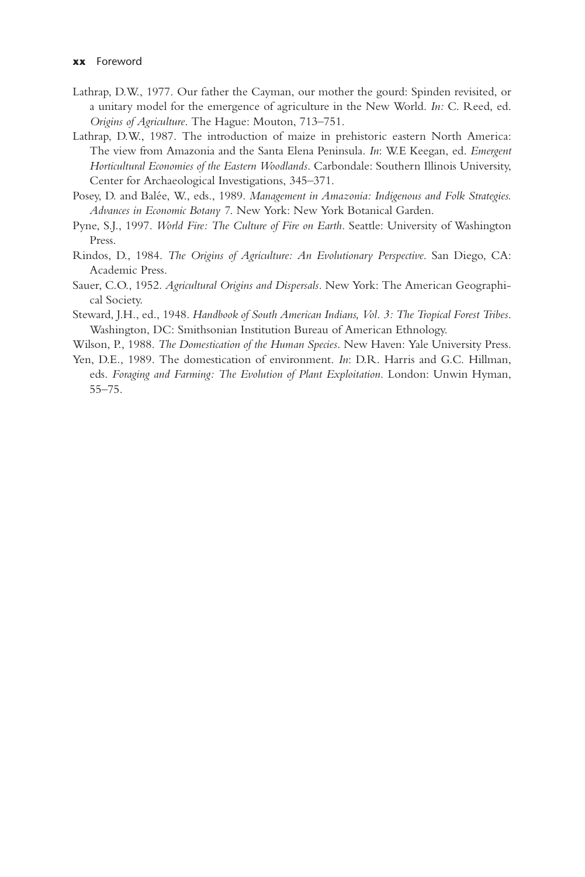Lathrap, D.W., 1977. Our father the Cayman, our mother the gourd: Spinden revisited, or a unitary model for the emergence of agriculture in the New World. *In:* C. Reed, ed. *Origins of Agriculture*. The Hague: Mouton, 713–751.

Lathrap, D.W., 1987. The introduction of maize in prehistoric eastern North America: The view from Amazonia and the Santa Elena Peninsula. *In*: W.E Keegan, ed. *Emergent Horticultural Economies of the Eastern Woodlands*. Carbondale: Southern Illinois University, Center for Archaeological Investigations, 345–371.

Posey, D. and Balée, W., eds., 1989. *Management in Amazonia: Indigenous and Folk Strategies. Advances in Economic Botany* 7. New York: New York Botanical Garden.

Pyne, S.J., 1997. *World Fire: The Culture of Fire on Earth*. Seattle: University of Washington Press.

Rindos, D., 1984. *The Origins of Agriculture: An Evolutionary Perspective*. San Diego, CA: Academic Press.

Sauer, C.O., 1952. *Agricultural Origins and Dispersals*. New York: The American Geographical Society.

Steward, J.H., ed., 1948. *Handbook of South American Indians, Vol. 3: The Tropical Forest Tribes*. Washington, DC: Smithsonian Institution Bureau of American Ethnology.

Wilson, P., 1988. *The Domestication of the Human Species*. New Haven: Yale University Press.

Yen, D.E., 1989. The domestication of environment. *In*: D.R. Harris and G.C. Hillman, eds. *Foraging and Farming: The Evolution of Plant Exploitation*. London: Unwin Hyman, 55–75.